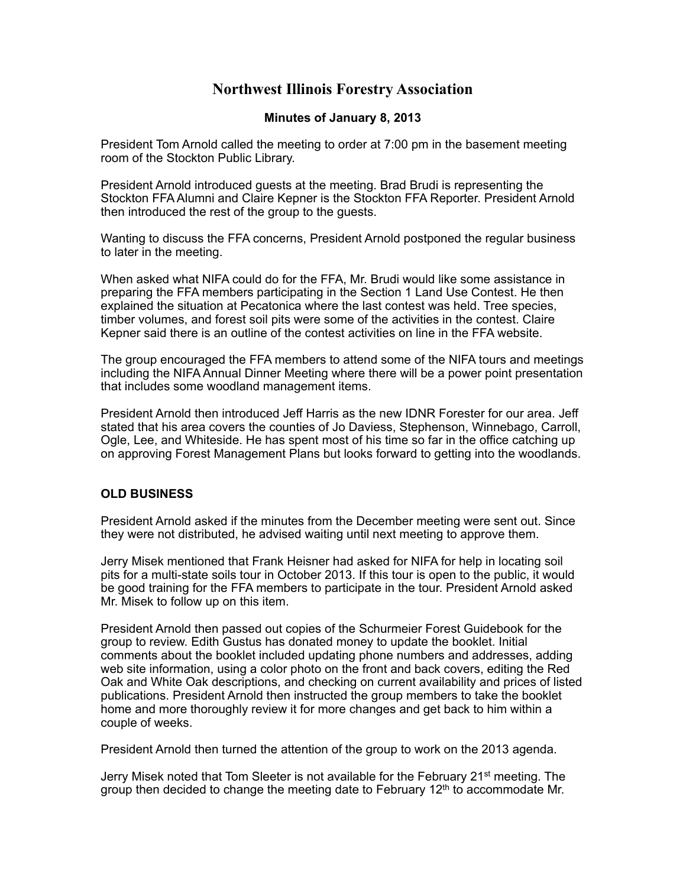# Northwest Illinois Forestry Association

## Minutes of January 8, 2013

President Tom Arnold called the meeting to order at 7:00 pm in the basement meeting room of the Stockton Public Library.

President Arnold introduced guests at the meeting. Brad Brudi is representing the Stockton FFA Alumni and Claire Kepner is the Stockton FFA Reporter. President Arnold then introduced the rest of the group to the guests.

Wanting to discuss the FFA concerns, President Arnold postponed the regular business to later in the meeting.

When asked what NIFA could do for the FFA, Mr. Brudi would like some assistance in preparing the FFA members participating in the Section 1 Land Use Contest. He then explained the situation at Pecatonica where the last contest was held. Tree species, timber volumes, and forest soil pits were some of the activities in the contest. Claire Kepner said there is an outline of the contest activities on line in the FFA website.

The group encouraged the FFA members to attend some of the NIFA tours and meetings including the NIFA Annual Dinner Meeting where there will be a power point presentation that includes some woodland management items.

President Arnold then introduced Jeff Harris as the new IDNR Forester for our area. Jeff stated that his area covers the counties of Jo Daviess, Stephenson, Winnebago, Carroll, Ogle, Lee, and Whiteside. He has spent most of his time so far in the office catching up on approving Forest Management Plans but looks forward to getting into the woodlands.

**OLD BUSINESS**

President Arnold asked if the minutes from the December meeting were sent out. Since they were not distributed, he advised waiting until next meeting to approve them.

Jerry Misek mentioned that Frank Heisner had asked for NIFA for help in locating soil pits for a multi-state soils tour in October 2013. If this tour is open to the public, it would be good training for the FFA members to participate in the tour. President Arnold asked Mr. Misek to follow up on this item.

President Arnold then passed out copies of the Schurmeier Forest Guidebook for the group to review. Edith Gustus has donated money to update the booklet. Initial comments about the booklet included updating phone numbers and addresses, adding web site information, using a color photo on the front and back covers, editing the Red Oak and White Oak descriptions, and checking on current availability and prices of listed publications. President Arnold then instructed the group members to take the booklet home and more thoroughly review it for more changes and get back to him within a couple of weeks.

President Arnold then turned the attention of the group to work on the 2013 agenda.

Jerry Misek noted that Tom Sleeter is not available for the February 21st meeting. The group then decided to change the meeting date to February 12th to accommodate Mr.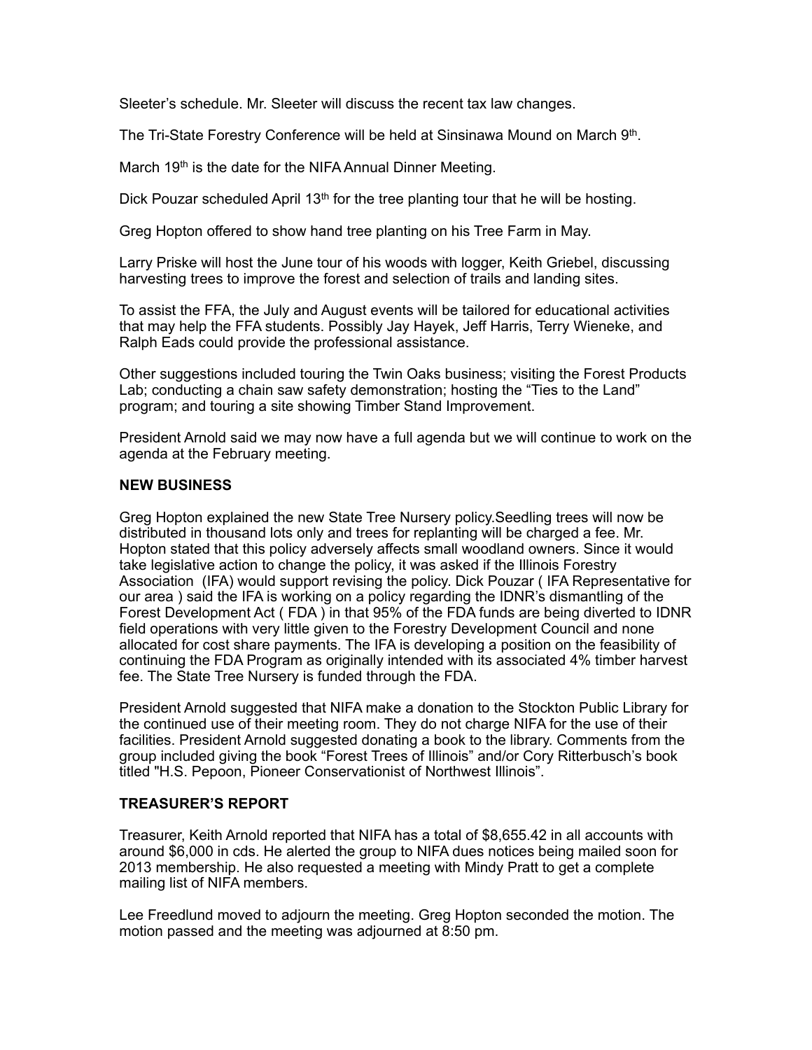Sleeter's schedule. Mr. Sleeter will discuss the recent tax law changes.

The Tri-State Forestry Conference will be held at Sinsinawa Mound on March 9th.

March 19th is the date for the NIFA Annual Dinner Meeting.

Dick Pouzar scheduled April 13th for the tree planting tour that he will be hosting.

Greg Hopton offered to show hand tree planting on his Tree Farm in May.

Larry Priske will host the June tour of his woods with logger, Keith Griebel, discussing harvesting trees to improve the forest and selection of trails and landing sites.

To assist the FFA, the July and August events will be tailored for educational activities that may help the FFA students. Possibly Jay Hayek, Jeff Harris, Terry Wieneke, and Ralph Eads could provide the professional assistance.

Other suggestions included touring the Twin Oaks business; visiting the Forest Products Lab; conducting a chain saw safety demonstration; hosting the "Ties to the Land" program; and touring a site showing Timber Stand Improvement.

President Arnold said we may now have a full agenda but we will continue to work on the agenda at the February meeting.

**NEW BUSINESS**

Greg Hopton explained the new State Tree Nursery policy.Seedling trees will now be distributed in thousand lots only and trees for replanting will be charged a fee. Mr. Hopton stated that this policy adversely affects small woodland owners. Since it would take legislative action to change the policy, it was asked if the Illinois Forestry Association (IFA) would support revising the policy. Dick Pouzar ( IFA Representative for our area ) said the IFA is working on a policy regarding the IDNR's dismantling of the Forest Development Act ( FDA ) in that 95% of the FDA funds are being diverted to IDNR field operations with very little given to the Forestry Development Council and none allocated for cost share payments. The IFA is developing a position on the feasibility of continuing the FDA Program as originally intended with its associated 4% timber harvest fee. The State Tree Nursery is funded through the FDA.

President Arnold suggested that NIFA make a donation to the Stockton Public Library for the continued use of their meeting room. They do not charge NIFA for the use of their facilities. President Arnold suggested donating a book to the library. Comments from the group included giving the book "Forest Trees of Illinois" and/or Cory Ritterbusch's book titled "H.S. Pepoon, Pioneer Conservationist of Northwest Illinois".

**TREASURER'S REPORT**

Treasurer, Keith Arnold reported that NIFA has a total of $8,655.42 in all accounts with around $6,000 in cds. He alerted the group to NIFA dues notices being mailed soon for 2013 membership. He also requested a meeting with Mindy Pratt to get a complete mailing list of NIFA members.

Lee Freedlund moved to adjourn the meeting. Greg Hopton seconded the motion. The motion passed and the meeting was adjourned at 8:50 pm.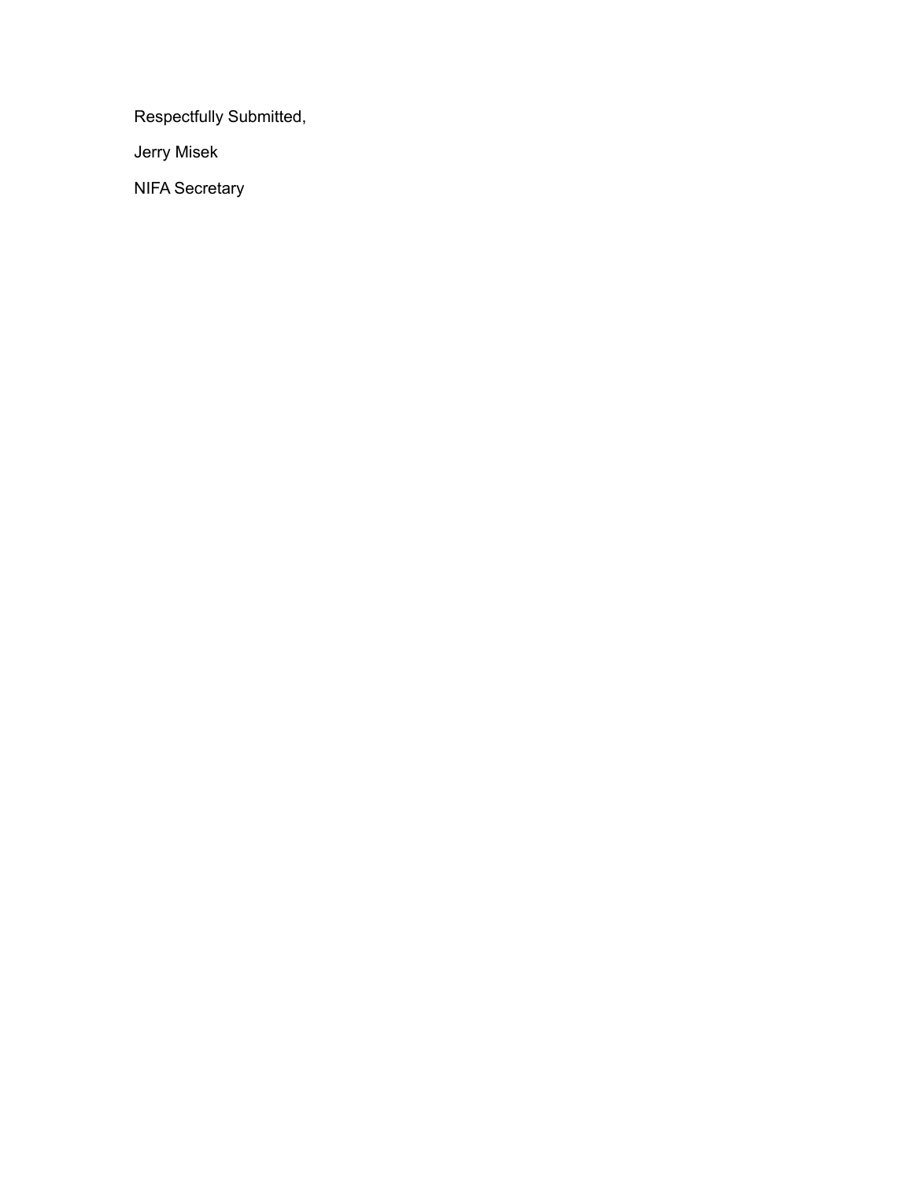Respectfully Submitted,

Jerry Misek

NIFA Secretary